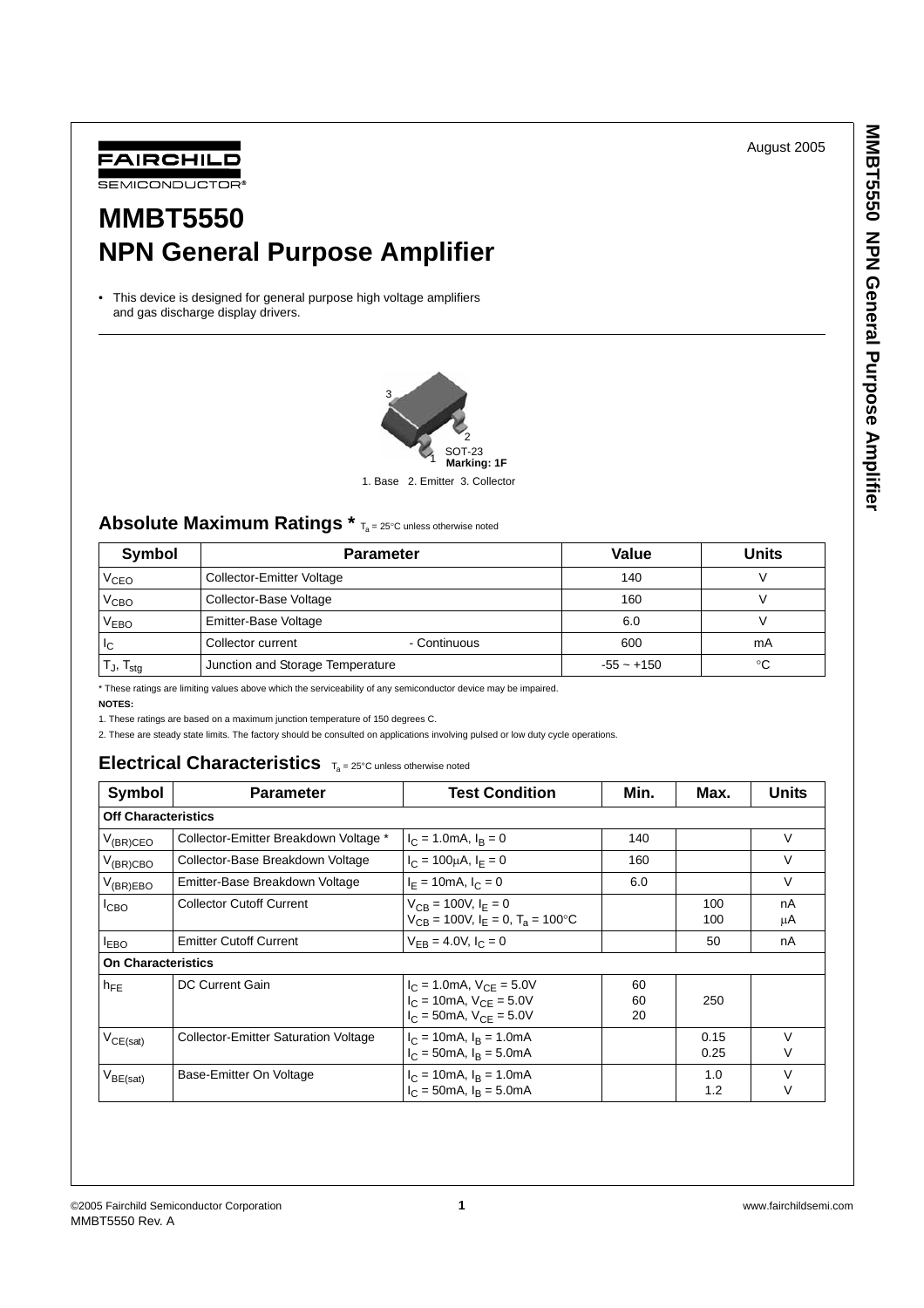FAIRCHILD SEMICONDUCTOR®

August 2005

# MMBT5550
# NPN General Purpose Amplifier

- This device is designed for general purpose high voltage amplifiers and gas discharge display drivers.

SOT-23
**Marking: 1F**

1. Base 2. Emitter 3. Collector

## Absolute Maximum Ratings * $T_a$ = 25°C unless otherwise noted

| Symbol | Parameter | Value | Units |
|---|---|---|---|
| $V_{CEO}$ | Collector-Emitter Voltage | 140 | V |
| $V_{CBO}$ | Collector-Base Voltage | 160 | V |
| $V_{EBO}$ | Emitter-Base Voltage | 6.0 | V |
| $I_C$ | Collector current - Continuous | 600 | mA |
| $T_J$, $T_{stg}$ | Junction and Storage Temperature | -55 ~ +150 | °C |

\* These ratings are limiting values above which the serviceability of any semiconductor device may be impaired.

**NOTES:**

1. These ratings are based on a maximum junction temperature of 150 degrees C.
2. These are steady state limits. The factory should be consulted on applications involving pulsed or low duty cycle operations.

## Electrical Characteristics $T_a$ = 25°C unless otherwise noted

| Symbol | Parameter | Test Condition | Min. | Max. | Units |
|---|---|---|---|---|---|
| **Off Characteristics** | | | | | |
| $V_{(BR)CEO}$ | Collector-Emitter Breakdown Voltage * | $I_C$ = 1.0mA, $I_B$ = 0 | 140 | | V |
| $V_{(BR)CBO}$ | Collector-Base Breakdown Voltage | $I_C$ = 100μA, $I_E$ = 0 | 160 | | V |
| $V_{(BR)EBO}$ | Emitter-Base Breakdown Voltage | $I_E$ = 10mA, $I_C$ = 0 | 6.0 | | V |
| $I_{CBO}$ | Collector Cutoff Current | $V_{CB}$ = 100V, $I_E$ = 0<br>$V_{CB}$ = 100V, $I_E$ = 0, $T_a$ = 100°C | | 100<br>100 | nA<br>μA |
| $I_{EBO}$ | Emitter Cutoff Current | $V_{EB}$ = 4.0V, $I_C$ = 0 | | 50 | nA |
| **On Characteristics** | | | | | |
| $h_{FE}$ | DC Current Gain | $I_C$ = 1.0mA, $V_{CE}$ = 5.0V<br>$I_C$ = 10mA, $V_{CE}$ = 5.0V<br>$I_C$ = 50mA, $V_{CE}$ = 5.0V | 60<br>60<br>20 | <br>250<br> | |
| $V_{CE(sat)}$ | Collector-Emitter Saturation Voltage | $I_C$ = 10mA, $I_B$ = 1.0mA<br>$I_C$ = 50mA, $I_B$ = 5.0mA | | 0.15<br>0.25 | V<br>V |
| $V_{BE(sat)}$ | Base-Emitter On Voltage | $I_C$ = 10mA, $I_B$ = 1.0mA<br>$I_C$ = 50mA, $I_B$ = 5.0mA | | 1.0<br>1.2 | V<br>V |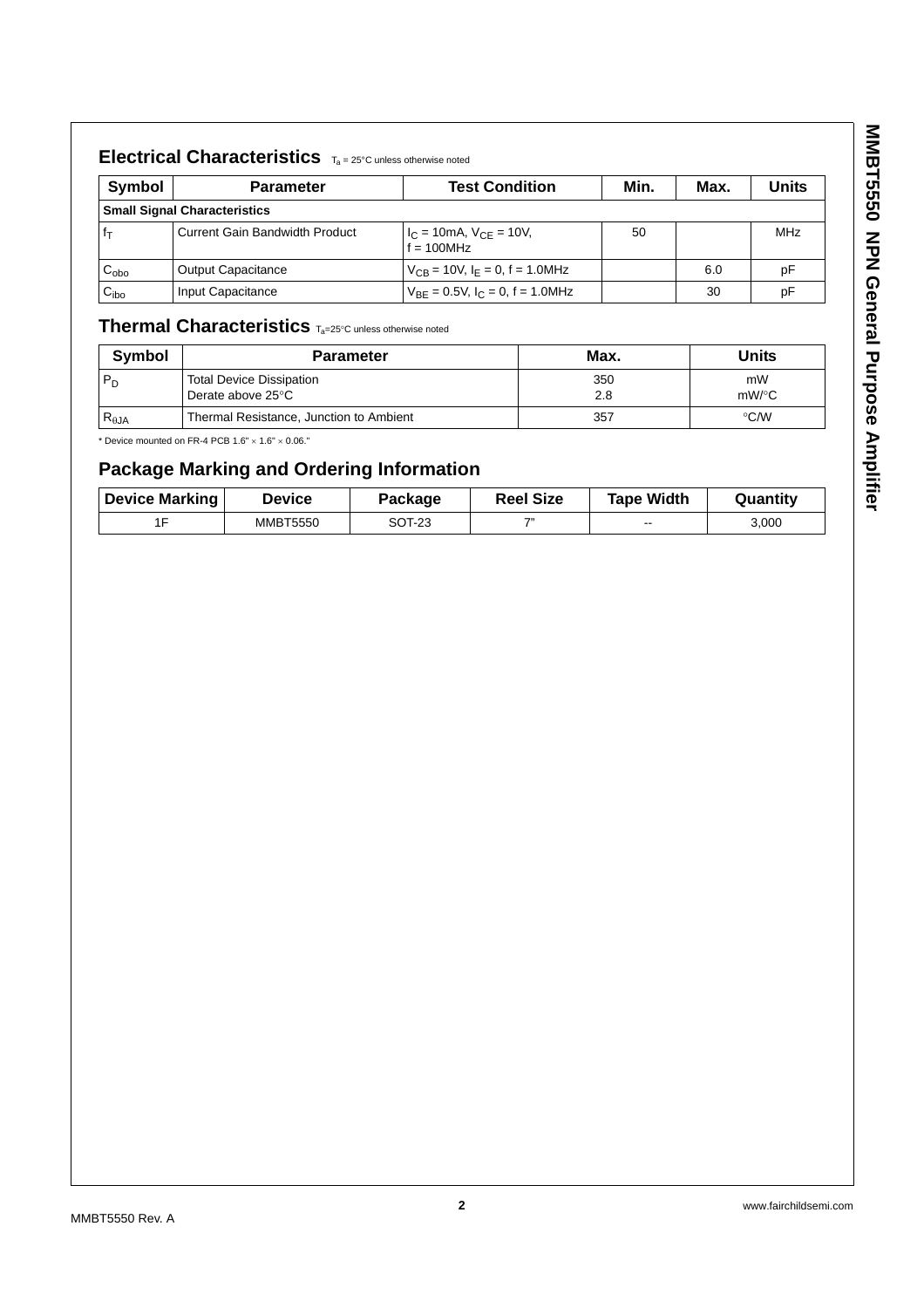## Electrical Characteristics $T_a = 25°C$ unless otherwise noted

| Symbol | Parameter | Test Condition | Min. | Max. | Units |
|---|---|---|---|---|---|
| **Small Signal Characteristics** | | | | | |
| $f_T$ | Current Gain Bandwidth Product | $I_C = 10mA$, $V_{CE} = 10V$, $f = 100MHz$ | 50 | | MHz |
| $C_{obo}$ | Output Capacitance | $V_{CB} = 10V$, $I_E = 0$, $f = 1.0MHz$ | | 6.0 | pF |
| $C_{ibo}$ | Input Capacitance | $V_{BE} = 0.5V$, $I_C = 0$, $f = 1.0MHz$ | | 30 | pF |

## Thermal Characteristics $T_a=25°C$ unless otherwise noted

| Symbol | Parameter | Max. | Units |
|---|---|---|---|
| $P_D$ | Total Device Dissipation<br>Derate above 25°C | 350<br>2.8 | mW<br>mW/°C |
| $R_{\theta JA}$ | Thermal Resistance, Junction to Ambient | 357 | °C/W |

* Device mounted on FR-4 PCB 1.6" × 1.6" × 0.06."

## Package Marking and Ordering Information

| Device Marking | Device | Package | Reel Size | Tape Width | Quantity |
|---|---|---|---|---|---|
| 1F | MMBT5550 | SOT-23 | 7" | -- | 3,000 |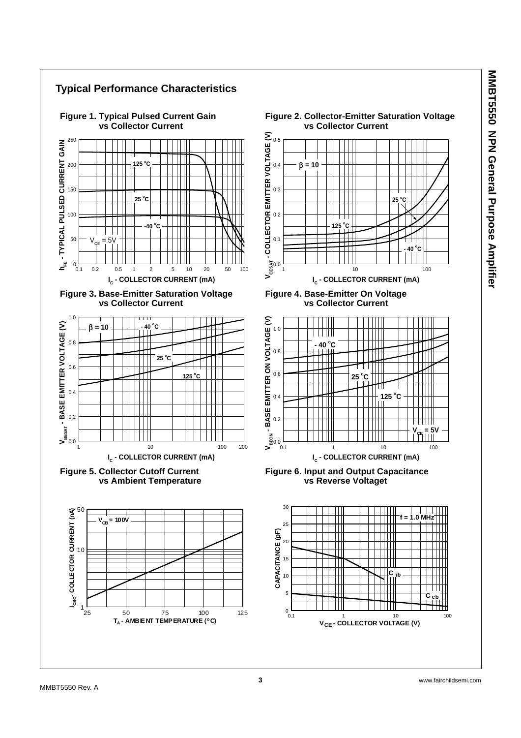## Typical Performance Characteristics

**Figure 1. Typical Pulsed Current Gain vs Collector Current**

$h_{FE}$ - TYPICAL PULSED CURRENT GAIN vs $I_C$ - COLLECTOR CURRENT (mA)

125 °C, 25 °C, -40 °C, $V_{CE}$ = 5V

**Figure 2. Collector-Emitter Saturation Voltage vs Collector Current**

$V_{CESAT}$ - COLLECTOR EMITTER VOLTAGE (V) vs $I_C$ - COLLECTOR CURRENT (mA)

β = 10, 125 °C, 25 °C, - 40 °C

**Figure 3. Base-Emitter Saturation Voltage vs Collector Current**

$V_{BESAT}$ - BASE EMITTER VOLTAGE (V) vs $I_C$ - COLLECTOR CURRENT (mA)

β = 10, - 40 °C, 25 °C, 125 °C

**Figure 4. Base-Emitter On Voltage vs Collector Current**

$V_{BEON}$ - BASE EMITTER ON VOLTAGE (V) vs $I_C$ - COLLECTOR CURRENT (mA)

- 40 °C, 25 °C, 125 °C, $V_{CE}$ = 5V

**Figure 5. Collector Cutoff Current vs Ambient Temperature**

$I_{CBO}$ - COLLECTOR CURRENT (nA) vs $T_A$ - AMBIENT TEMPERATURE (°C)

$V_{CB}$ = 100V

**Figure 6. Input and Output Capacitance vs Reverse Voltaget**

CAPACITANCE (pF) vs $V_{CE}$ - COLLECTOR VOLTAGE (V)

f = 1.0 MHz, $C_{ib}$, $C_{cb}$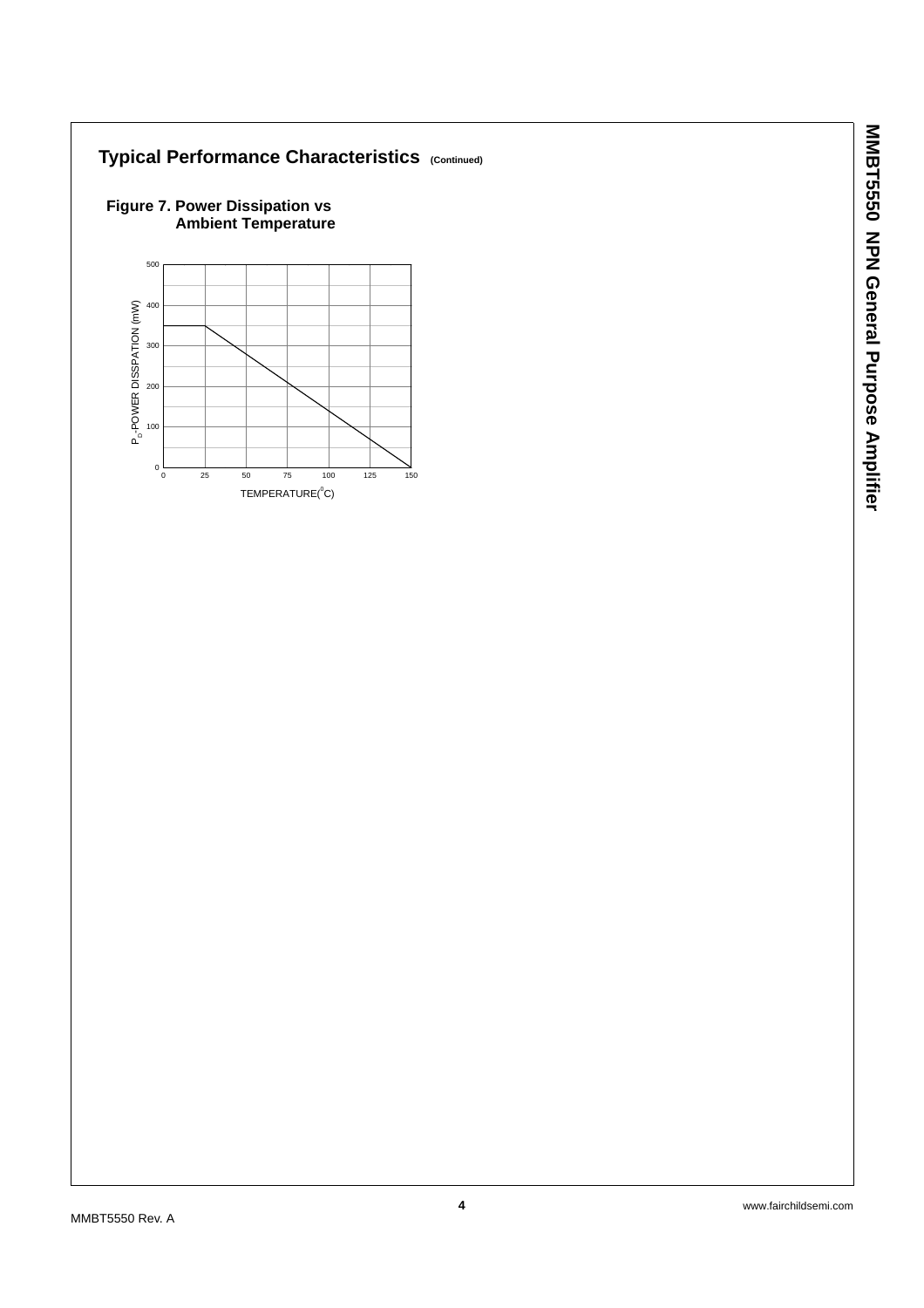## Typical Performance Characteristics (Continued)

**Figure 7. Power Dissipation vs Ambient Temperature**

$P_D$ - POWER DISSPATION (mW)

500
400
300
200
100
0

0 25 50 75 100 125 150

TEMPERATURE($^0$C)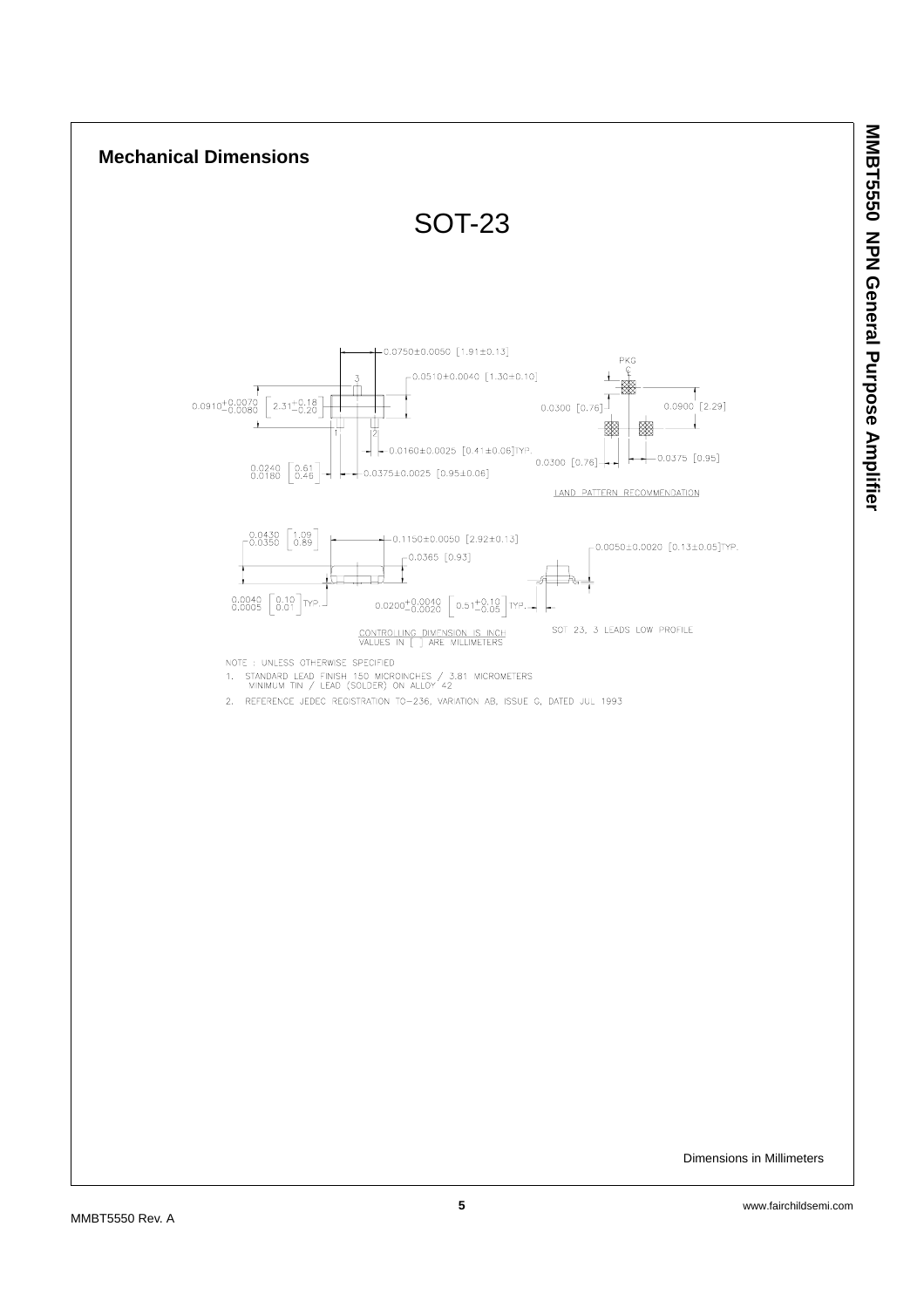## Mechanical Dimensions

# SOT-23

0.0750±0.0050 [1.91±0.13]

0.0510±0.0040 [1.30±0.10]

$0.0910^{+0.0070}_{-0.0080}$ [$2.31^{+0.18}_{-0.20}$]

0.0160±0.0025 [0.41±0.06] TYP.

0.0240 / 0.0180 [0.61 / 0.46]

0.0375±0.0025 [0.95±0.06]

PKG ℄

0.0300 [0.76]

0.0900 [2.29]

0.0300 [0.76]

0.0375 [0.95]

LAND PATTERN RECOMMENDATION

0.0430 / 0.0350 [1.09 / 0.89]

0.1150±0.0050 [2.92±0.13]

0.0365 [0.93]

0.0050±0.0020 [0.13±0.05] TYP.

0.0040 / 0.0005 [0.10 / 0.01] TYP.

$0.0200^{+0.0040}_{-0.0020}$ [$0.51^{+0.10}_{-0.05}$] TYP.

CONTROLLING DIMENSION IS INCH
VALUES IN [ ] ARE MILLIMETERS

SOT 23, 3 LEADS LOW PROFILE

NOTE : UNLESS OTHERWISE SPECIFIED

1. STANDARD LEAD FINISH 150 MICROINCHES / 3.81 MICROMETERS MINIMUM TIN / LEAD (SOLDER) ON ALLOY 42
2. REFERENCE JEDEC REGISTRATION TO-236, VARIATION AB, ISSUE C, DATED JUL 1993

Dimensions in Millimeters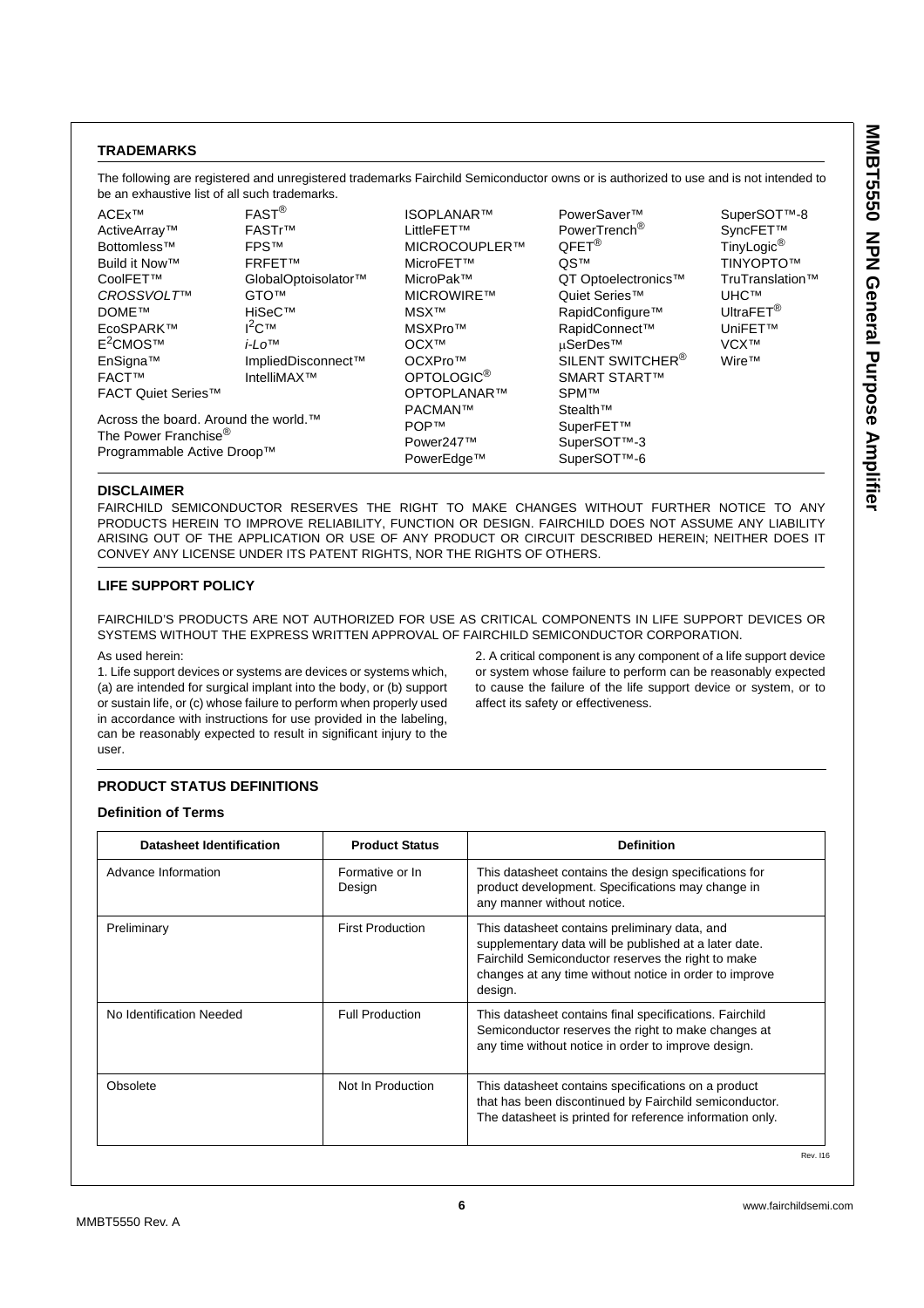## TRADEMARKS

The following are registered and unregistered trademarks Fairchild Semiconductor owns or is authorized to use and is not intended to be an exhaustive list of all such trademarks.

ACEx™
ActiveArray™
Bottomless™
Build it Now™
CoolFET™
*CROSSVOLT*™
DOME™
EcoSPARK™
$E^2$CMOS™
EnSigna™
FACT™
FACT Quiet Series™
FAST®
FASTr™
FPS™
FRFET™
GlobalOptoisolator™
GTO™
HiSeC™
$I^2$C™
*i-Lo*™
ImpliedDisconnect™
IntelliMAX™

Across the board. Around the world.™
The Power Franchise®
Programmable Active Droop™

ISOPLANAR™
LittleFET™
MICROCOUPLER™
MicroFET™
MicroPak™
MICROWIRE™
MSX™
MSXPro™
OCX™
OCXPro™
OPTOLOGIC®
OPTOPLANAR™
PACMAN™
POP™
Power247™
PowerEdge™
PowerSaver™
PowerTrench®
QFET®
QS™
QT Optoelectronics™
Quiet Series™
RapidConfigure™
RapidConnect™
μSerDes™
SILENT SWITCHER®
SMART START™
SPM™
Stealth™
SuperFET™
SuperSOT™-3
SuperSOT™-6
SuperSOT™-8
SyncFET™
TinyLogic®
TINYOPTO™
TruTranslation™
UHC™
UltraFET®
UniFET™
VCX™
Wire™

## DISCLAIMER

FAIRCHILD SEMICONDUCTOR RESERVES THE RIGHT TO MAKE CHANGES WITHOUT FURTHER NOTICE TO ANY PRODUCTS HEREIN TO IMPROVE RELIABILITY, FUNCTION OR DESIGN. FAIRCHILD DOES NOT ASSUME ANY LIABILITY ARISING OUT OF THE APPLICATION OR USE OF ANY PRODUCT OR CIRCUIT DESCRIBED HEREIN; NEITHER DOES IT CONVEY ANY LICENSE UNDER ITS PATENT RIGHTS, NOR THE RIGHTS OF OTHERS.

## LIFE SUPPORT POLICY

FAIRCHILD'S PRODUCTS ARE NOT AUTHORIZED FOR USE AS CRITICAL COMPONENTS IN LIFE SUPPORT DEVICES OR SYSTEMS WITHOUT THE EXPRESS WRITTEN APPROVAL OF FAIRCHILD SEMICONDUCTOR CORPORATION.

As used herein:

1. Life support devices or systems are devices or systems which, (a) are intended for surgical implant into the body, or (b) support or sustain life, or (c) whose failure to perform when properly used in accordance with instructions for use provided in the labeling, can be reasonably expected to result in significant injury to the user.

2. A critical component is any component of a life support device or system whose failure to perform can be reasonably expected to cause the failure of the life support device or system, or to affect its safety or effectiveness.

## PRODUCT STATUS DEFINITIONS

### Definition of Terms

| Datasheet Identification | Product Status | Definition |
|---|---|---|
| Advance Information | Formative or In Design | This datasheet contains the design specifications for product development. Specifications may change in any manner without notice. |
| Preliminary | First Production | This datasheet contains preliminary data, and supplementary data will be published at a later date. Fairchild Semiconductor reserves the right to make changes at any time without notice in order to improve design. |
| No Identification Needed | Full Production | This datasheet contains final specifications. Fairchild Semiconductor reserves the right to make changes at any time without notice in order to improve design. |
| Obsolete | Not In Production | This datasheet contains specifications on a product that has been discontinued by Fairchild semiconductor. The datasheet is printed for reference information only. |

Rev. I16